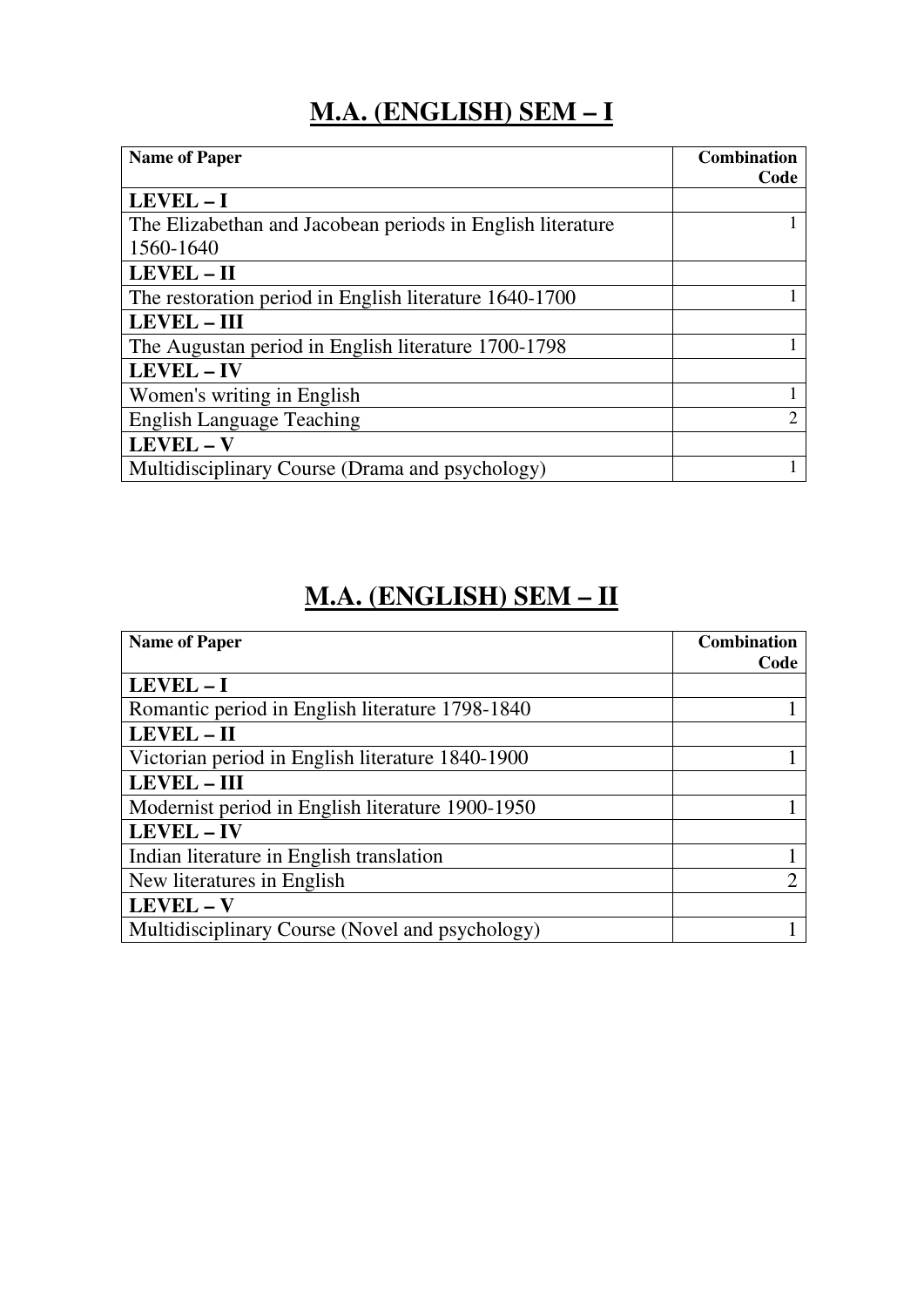# M.A. (ENGLISH) SEM – I

| Name of Paper | Combination Code |
|---|---|
| **LEVEL – I** | |
| The Elizabethan and Jacobean periods in English literature 1560-1640 | 1 |
| **LEVEL – II** | |
| The restoration period in English literature 1640-1700 | 1 |
| **LEVEL – III** | |
| The Augustan period in English literature 1700-1798 | 1 |
| **LEVEL – IV** | |
| Women's writing in English | 1 |
| English Language Teaching | 2 |
| **LEVEL – V** | |
| Multidisciplinary Course (Drama and psychology) | 1 |

# M.A. (ENGLISH) SEM – II

| Name of Paper | Combination Code |
|---|---|
| **LEVEL – I** | |
| Romantic period in English literature 1798-1840 | 1 |
| **LEVEL – II** | |
| Victorian period in English literature 1840-1900 | 1 |
| **LEVEL – III** | |
| Modernist period in English literature 1900-1950 | 1 |
| **LEVEL – IV** | |
| Indian literature in English translation | 1 |
| New literatures in English | 2 |
| **LEVEL – V** | |
| Multidisciplinary Course (Novel and psychology) | 1 |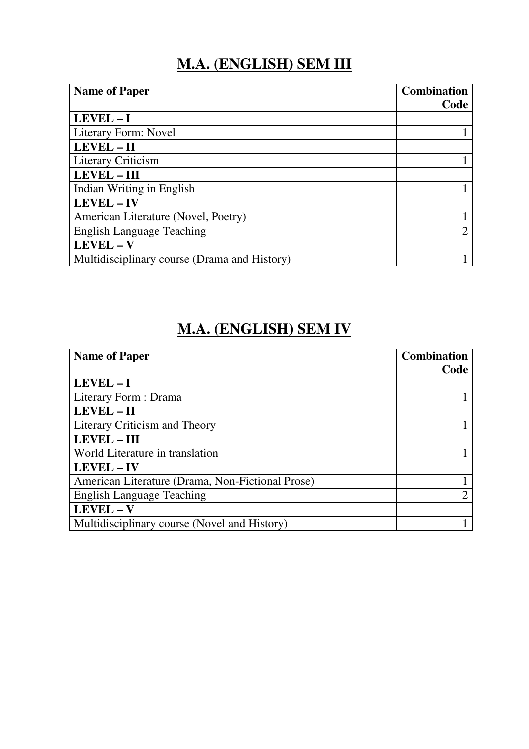## M.A. (ENGLISH) SEM III

| Name of Paper | Combination Code |
|---|---|
| **LEVEL – I** | |
| Literary Form: Novel | 1 |
| **LEVEL – II** | |
| Literary Criticism | 1 |
| **LEVEL – III** | |
| Indian Writing in English | 1 |
| **LEVEL – IV** | |
| American Literature (Novel, Poetry) | 1 |
| English Language Teaching | 2 |
| **LEVEL – V** | |
| Multidisciplinary course (Drama and History) | 1 |

## M.A. (ENGLISH) SEM IV

| Name of Paper | Combination Code |
|---|---|
| **LEVEL – I** | |
| Literary Form : Drama | 1 |
| **LEVEL – II** | |
| Literary Criticism and Theory | 1 |
| **LEVEL – III** | |
| World Literature in translation | 1 |
| **LEVEL – IV** | |
| American Literature (Drama, Non-Fictional Prose) | 1 |
| English Language Teaching | 2 |
| **LEVEL – V** | |
| Multidisciplinary course (Novel and History) | 1 |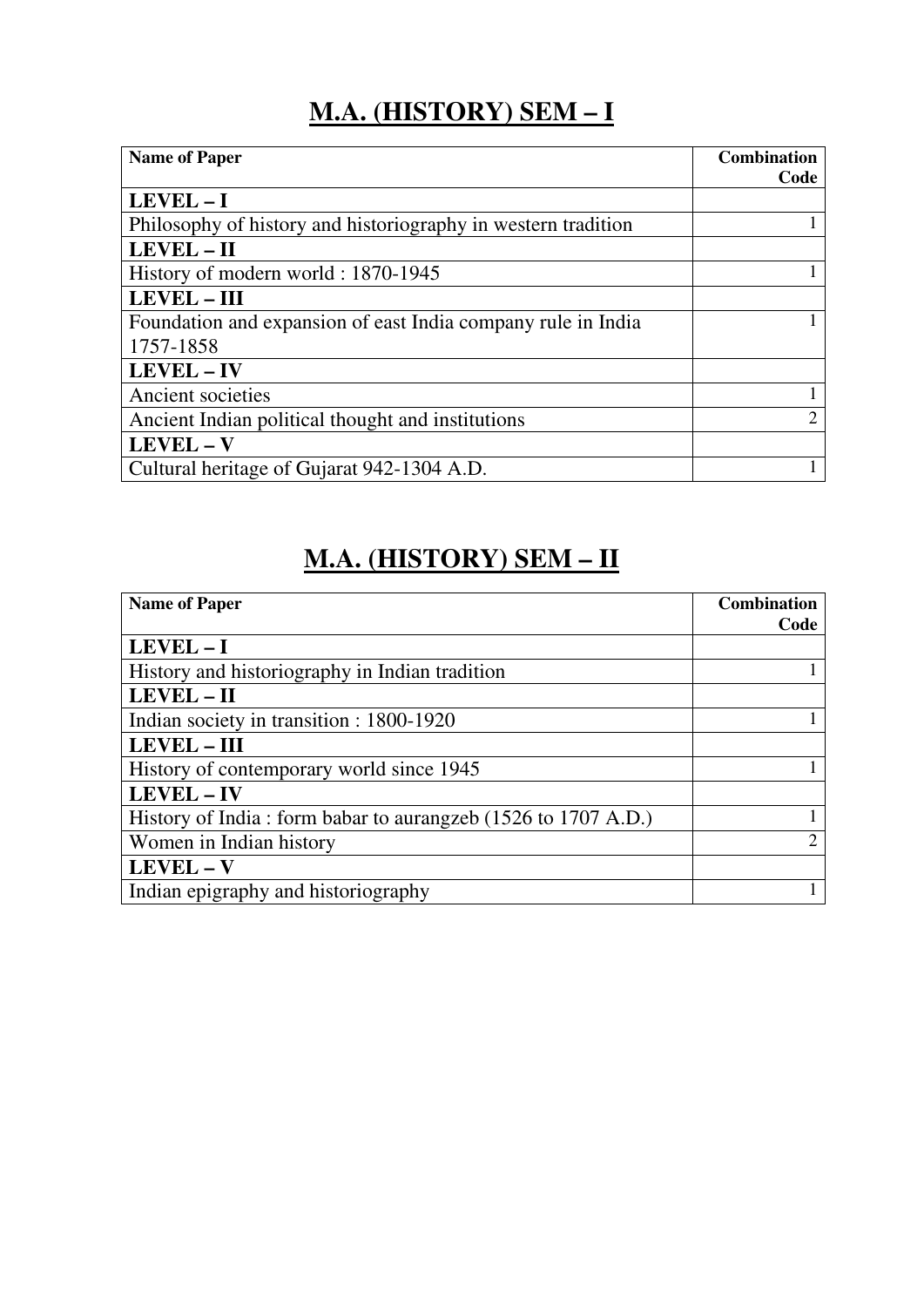# M.A. (HISTORY) SEM – I

| Name of Paper | Combination Code |
|---|---|
| **LEVEL – I** | |
| Philosophy of history and historiography in western tradition | 1 |
| **LEVEL – II** | |
| History of modern world : 1870-1945 | 1 |
| **LEVEL – III** | |
| Foundation and expansion of east India company rule in India 1757-1858 | 1 |
| **LEVEL – IV** | |
| Ancient societies | 1 |
| Ancient Indian political thought and institutions | 2 |
| **LEVEL – V** | |
| Cultural heritage of Gujarat 942-1304 A.D. | 1 |

# M.A. (HISTORY) SEM – II

| Name of Paper | Combination Code |
|---|---|
| **LEVEL – I** | |
| History and historiography in Indian tradition | 1 |
| **LEVEL – II** | |
| Indian society in transition : 1800-1920 | 1 |
| **LEVEL – III** | |
| History of contemporary world since 1945 | 1 |
| **LEVEL – IV** | |
| History of India : form babar to aurangzeb (1526 to 1707 A.D.) | 1 |
| Women in Indian history | 2 |
| **LEVEL – V** | |
| Indian epigraphy and historiography | 1 |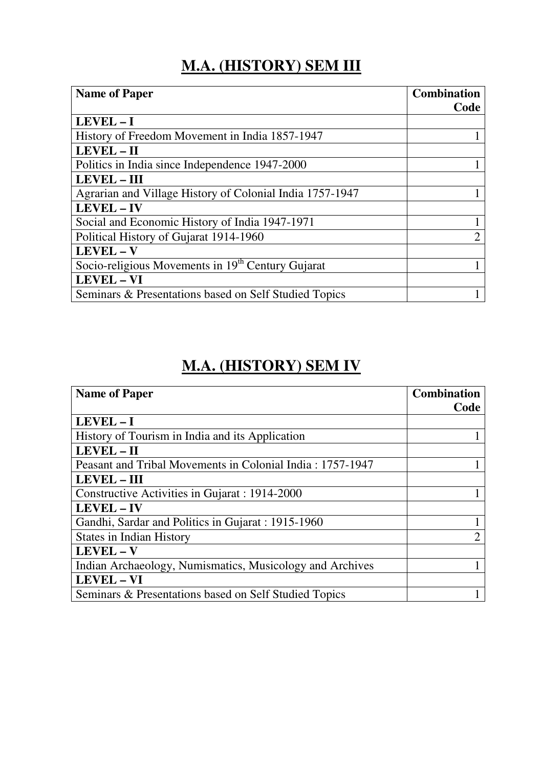# M.A. (HISTORY) SEM III

| Name of Paper | Combination Code |
|---|---|
| **LEVEL – I** | |
| History of Freedom Movement in India 1857-1947 | 1 |
| **LEVEL – II** | |
| Politics in India since Independence 1947-2000 | 1 |
| **LEVEL – III** | |
| Agrarian and Village History of Colonial India 1757-1947 | 1 |
| **LEVEL – IV** | |
| Social and Economic History of India 1947-1971 | 1 |
| Political History of Gujarat 1914-1960 | 2 |
| **LEVEL – V** | |
| Socio-religious Movements in 19th Century Gujarat | 1 |
| **LEVEL – VI** | |
| Seminars & Presentations based on Self Studied Topics | 1 |

# M.A. (HISTORY) SEM IV

| Name of Paper | Combination Code |
|---|---|
| **LEVEL – I** | |
| History of Tourism in India and its Application | 1 |
| **LEVEL – II** | |
| Peasant and Tribal Movements in Colonial India : 1757-1947 | 1 |
| **LEVEL – III** | |
| Constructive Activities in Gujarat : 1914-2000 | 1 |
| **LEVEL – IV** | |
| Gandhi, Sardar and Politics in Gujarat : 1915-1960 | 1 |
| States in Indian History | 2 |
| **LEVEL – V** | |
| Indian Archaeology, Numismatics, Musicology and Archives | 1 |
| **LEVEL – VI** | |
| Seminars & Presentations based on Self Studied Topics | 1 |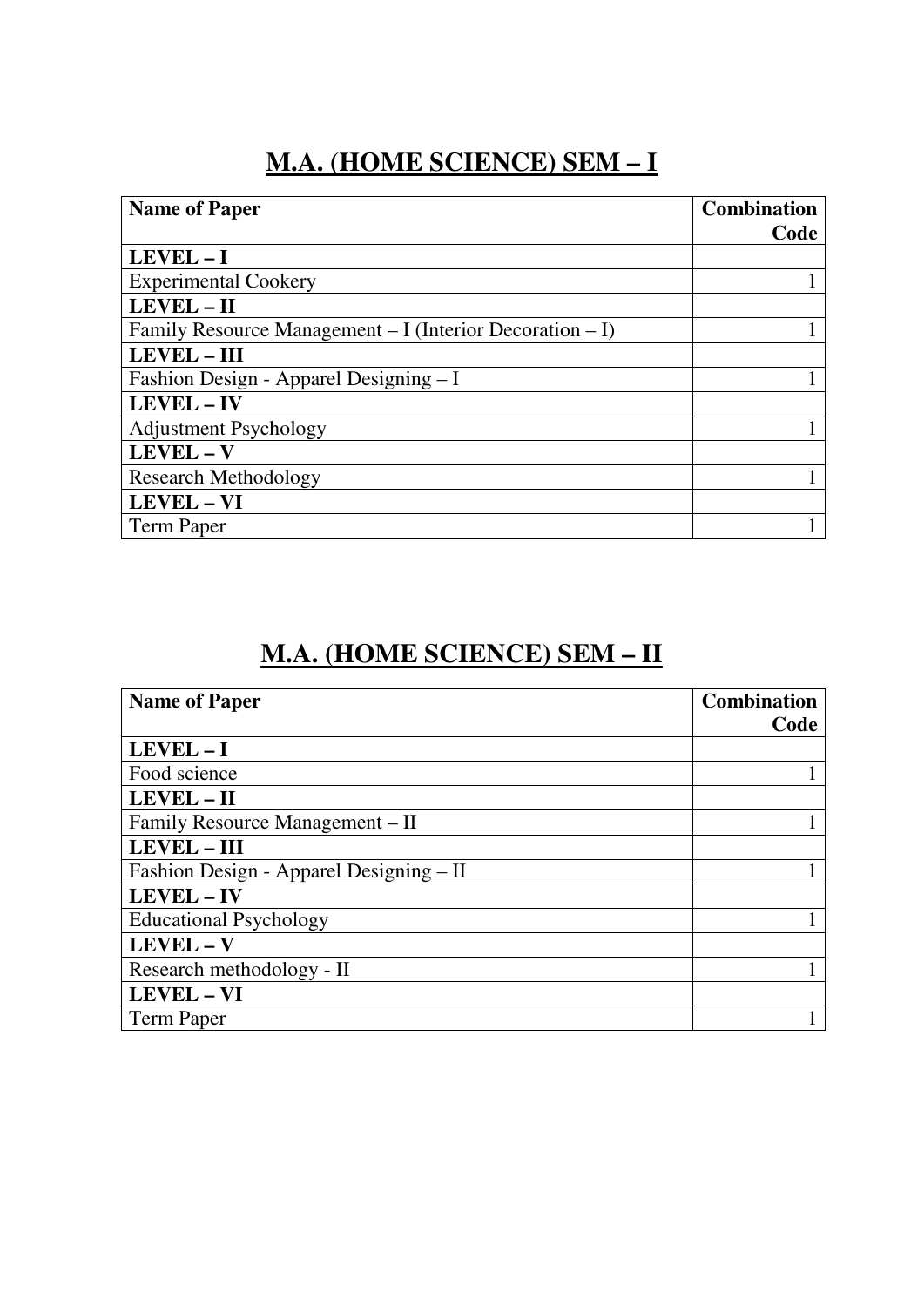## M.A. (HOME SCIENCE) SEM – I

| **Name of Paper** | **Combination Code** |
|---|---|
| **LEVEL – I** | |
| Experimental Cookery | 1 |
| **LEVEL – II** | |
| Family Resource Management – I (Interior Decoration – I) | 1 |
| **LEVEL – III** | |
| Fashion Design - Apparel Designing – I | 1 |
| **LEVEL – IV** | |
| Adjustment Psychology | 1 |
| **LEVEL – V** | |
| Research Methodology | 1 |
| **LEVEL – VI** | |
| Term Paper | 1 |

## M.A. (HOME SCIENCE) SEM – II

| **Name of Paper** | **Combination Code** |
|---|---|
| **LEVEL – I** | |
| Food science | 1 |
| **LEVEL – II** | |
| Family Resource Management – II | 1 |
| **LEVEL – III** | |
| Fashion Design - Apparel Designing – II | 1 |
| **LEVEL – IV** | |
| Educational Psychology | 1 |
| **LEVEL – V** | |
| Research methodology - II | 1 |
| **LEVEL – VI** | |
| Term Paper | 1 |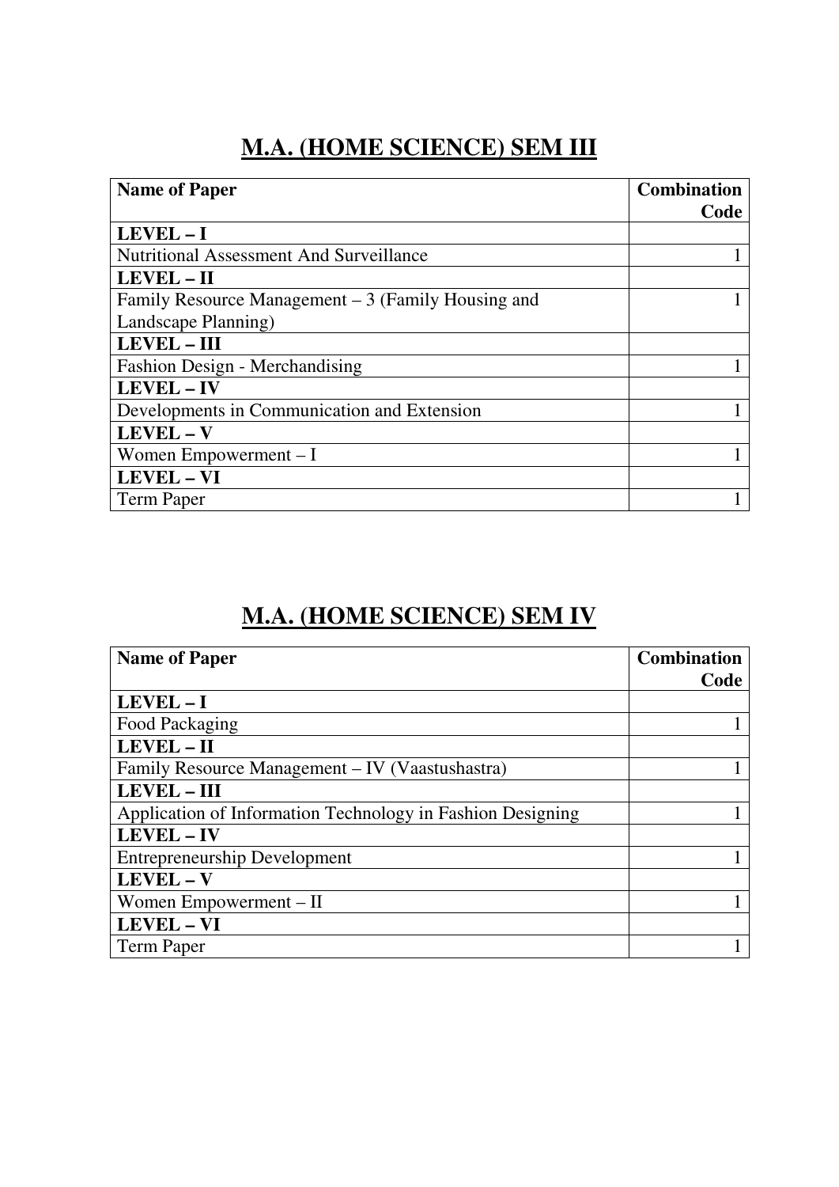# M.A. (HOME SCIENCE) SEM III

| Name of Paper | Combination Code |
|---|---|
| **LEVEL – I** | |
| Nutritional Assessment And Surveillance | 1 |
| **LEVEL – II** | |
| Family Resource Management – 3 (Family Housing and Landscape Planning) | 1 |
| **LEVEL – III** | |
| Fashion Design - Merchandising | 1 |
| **LEVEL – IV** | |
| Developments in Communication and Extension | 1 |
| **LEVEL – V** | |
| Women Empowerment – I | 1 |
| **LEVEL – VI** | |
| Term Paper | 1 |

# M.A. (HOME SCIENCE) SEM IV

| Name of Paper | Combination Code |
|---|---|
| **LEVEL – I** | |
| Food Packaging | 1 |
| **LEVEL – II** | |
| Family Resource Management – IV (Vaastushastra) | 1 |
| **LEVEL – III** | |
| Application of Information Technology in Fashion Designing | 1 |
| **LEVEL – IV** | |
| Entrepreneurship Development | 1 |
| **LEVEL – V** | |
| Women Empowerment – II | 1 |
| **LEVEL – VI** | |
| Term Paper | 1 |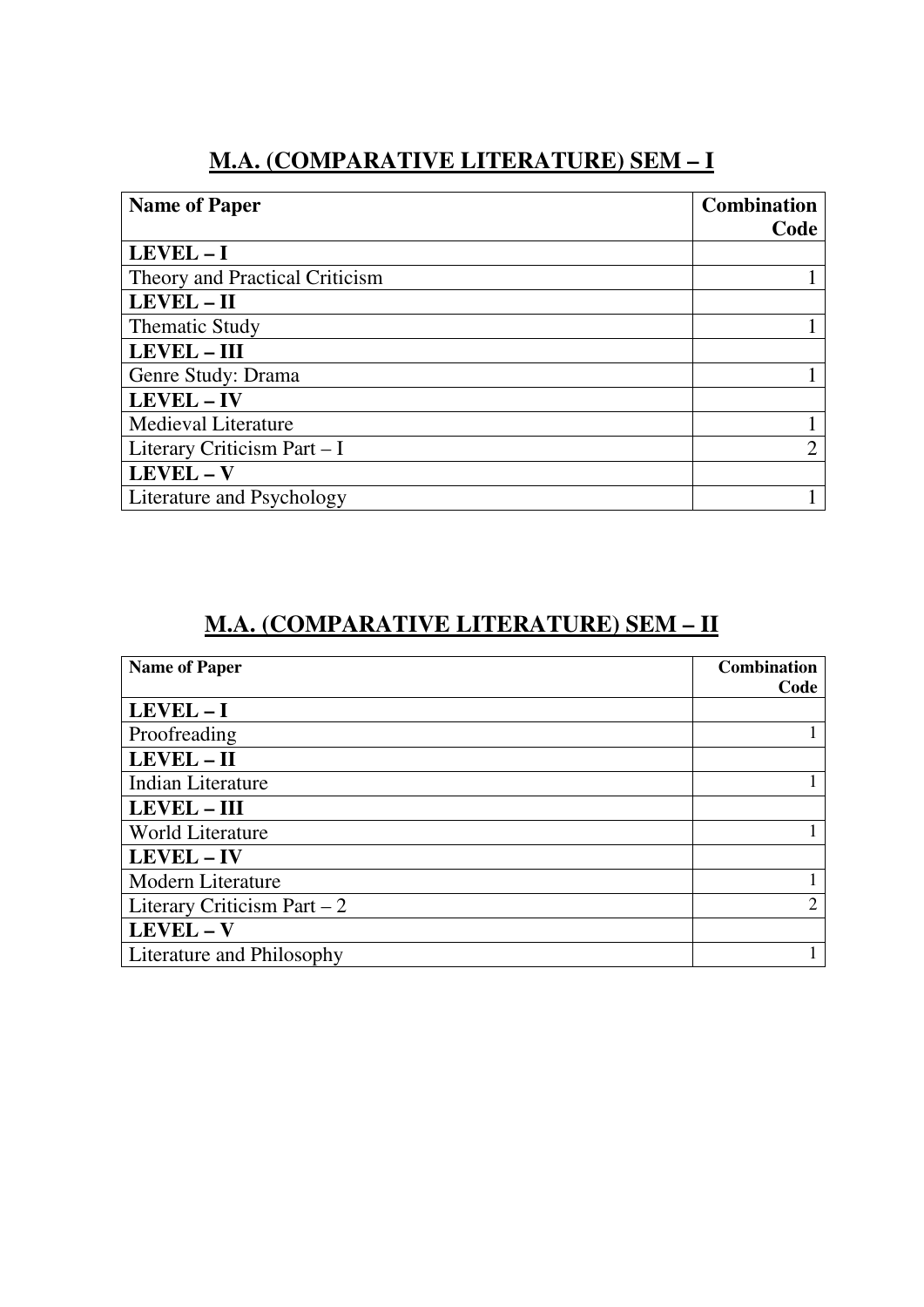## M.A. (COMPARATIVE LITERATURE) SEM – I

| Name of Paper | Combination Code |
|---|---|
| **LEVEL – I** | |
| Theory and Practical Criticism | 1 |
| **LEVEL – II** | |
| Thematic Study | 1 |
| **LEVEL – III** | |
| Genre Study: Drama | 1 |
| **LEVEL – IV** | |
| Medieval Literature | 1 |
| Literary Criticism Part – I | 2 |
| **LEVEL – V** | |
| Literature and Psychology | 1 |

## M.A. (COMPARATIVE LITERATURE) SEM – II

| Name of Paper | Combination Code |
|---|---|
| **LEVEL – I** | |
| Proofreading | 1 |
| **LEVEL – II** | |
| Indian Literature | 1 |
| **LEVEL – III** | |
| World Literature | 1 |
| **LEVEL – IV** | |
| Modern Literature | 1 |
| Literary Criticism Part – 2 | 2 |
| **LEVEL – V** | |
| Literature and Philosophy | 1 |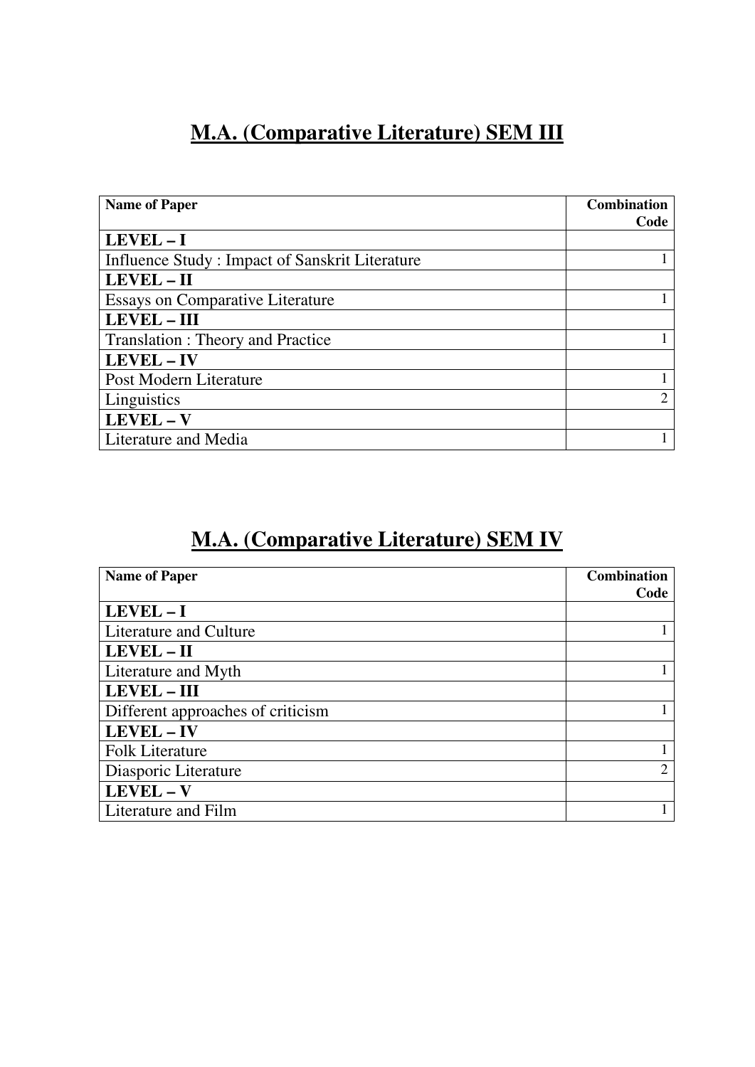# M.A. (Comparative Literature) SEM III

| Name of Paper | Combination Code |
|---|---|
| **LEVEL – I** | |
| Influence Study : Impact of Sanskrit Literature | 1 |
| **LEVEL – II** | |
| Essays on Comparative Literature | 1 |
| **LEVEL – III** | |
| Translation : Theory and Practice | 1 |
| **LEVEL – IV** | |
| Post Modern Literature | 1 |
| Linguistics | 2 |
| **LEVEL – V** | |
| Literature and Media | 1 |

# M.A. (Comparative Literature) SEM IV

| Name of Paper | Combination Code |
|---|---|
| **LEVEL – I** | |
| Literature and Culture | 1 |
| **LEVEL – II** | |
| Literature and Myth | 1 |
| **LEVEL – III** | |
| Different approaches of criticism | 1 |
| **LEVEL – IV** | |
| Folk Literature | 1 |
| Diasporic Literature | 2 |
| **LEVEL – V** | |
| Literature and Film | 1 |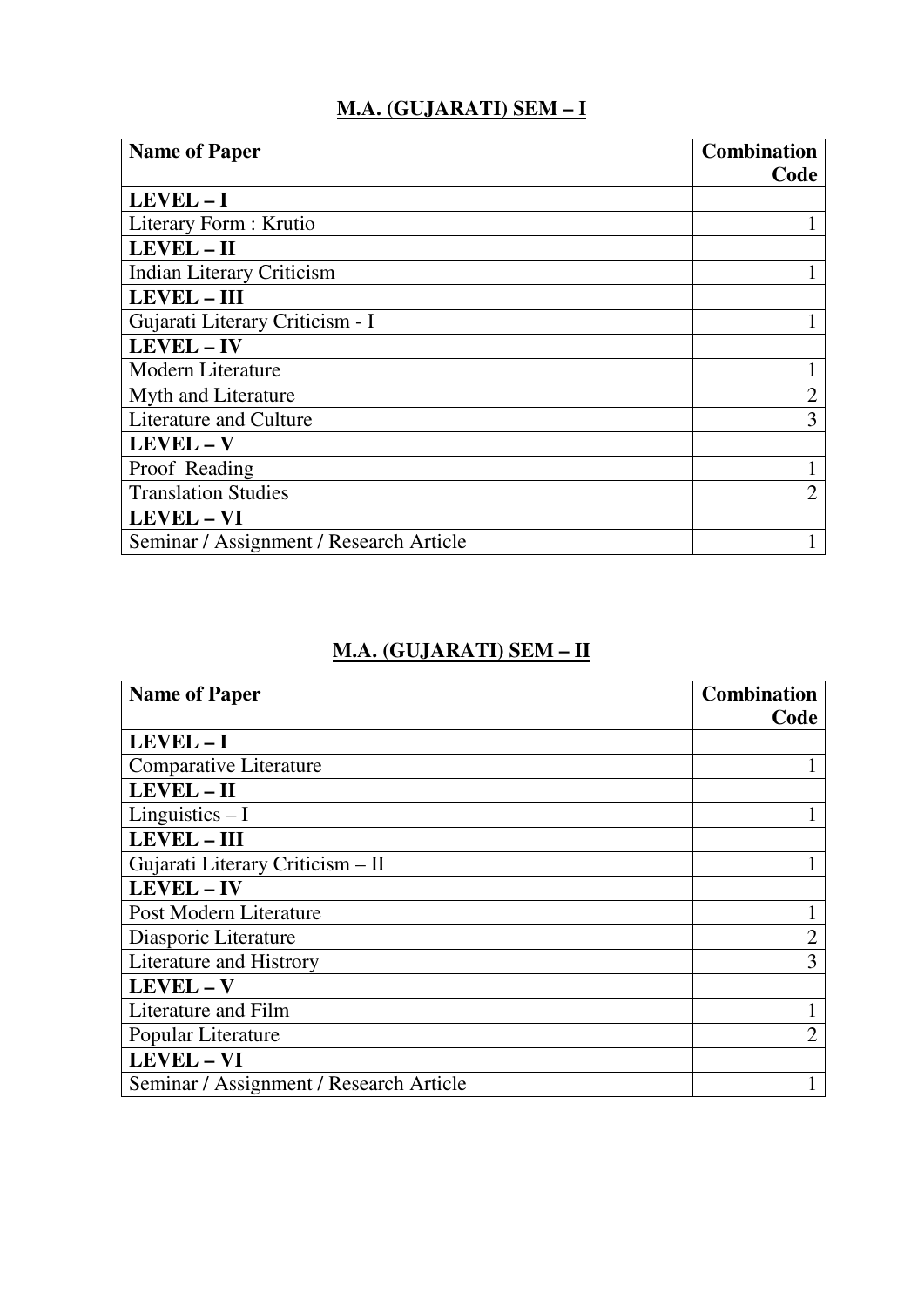## M.A. (GUJARATI) SEM – I

| Name of Paper | Combination Code |
|---|---|
| **LEVEL – I** | |
| Literary Form : Krutio | 1 |
| **LEVEL – II** | |
| Indian Literary Criticism | 1 |
| **LEVEL – III** | |
| Gujarati Literary Criticism - I | 1 |
| **LEVEL – IV** | |
| Modern Literature | 1 |
| Myth and Literature | 2 |
| Literature and Culture | 3 |
| **LEVEL – V** | |
| Proof Reading | 1 |
| Translation Studies | 2 |
| **LEVEL – VI** | |
| Seminar / Assignment / Research Article | 1 |

## M.A. (GUJARATI) SEM – II

| Name of Paper | Combination Code |
|---|---|
| **LEVEL – I** | |
| Comparative Literature | 1 |
| **LEVEL – II** | |
| Linguistics – I | 1 |
| **LEVEL – III** | |
| Gujarati Literary Criticism – II | 1 |
| **LEVEL – IV** | |
| Post Modern Literature | 1 |
| Diasporic Literature | 2 |
| Literature and Histrory | 3 |
| **LEVEL – V** | |
| Literature and Film | 1 |
| Popular Literature | 2 |
| **LEVEL – VI** | |
| Seminar / Assignment / Research Article | 1 |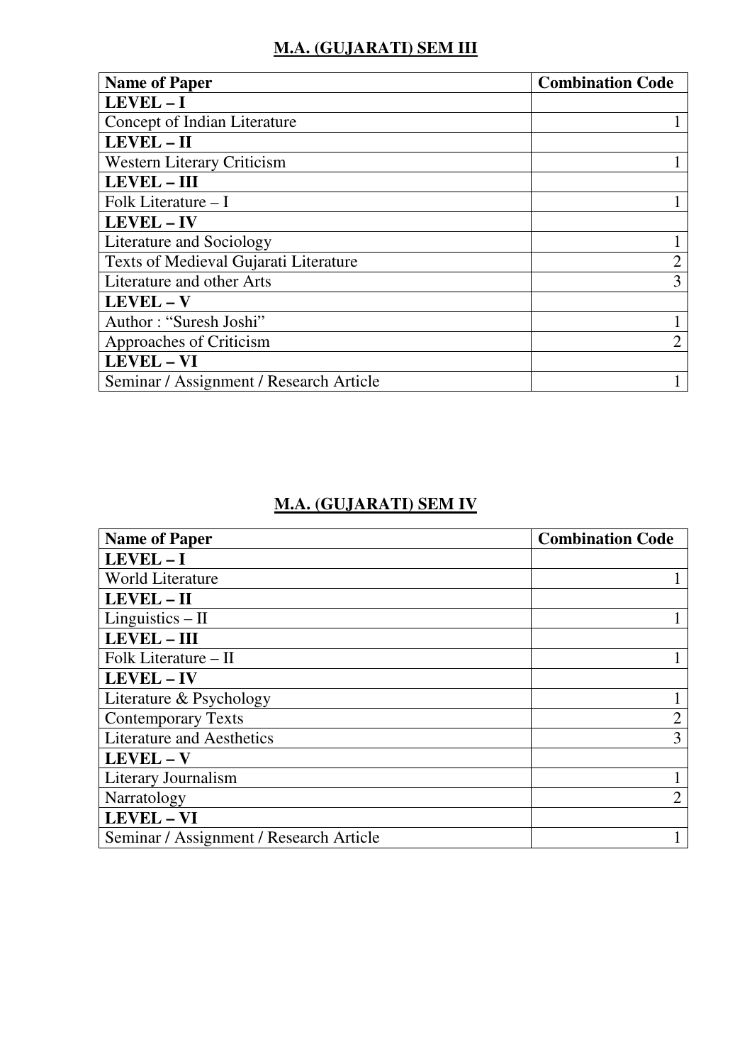## M.A. (GUJARATI) SEM III

| **Name of Paper** | **Combination Code** |
|---|---|
| **LEVEL – I** | |
| Concept of Indian Literature | 1 |
| **LEVEL – II** | |
| Western Literary Criticism | 1 |
| **LEVEL – III** | |
| Folk Literature – I | 1 |
| **LEVEL – IV** | |
| Literature and Sociology | 1 |
| Texts of Medieval Gujarati Literature | 2 |
| Literature and other Arts | 3 |
| **LEVEL – V** | |
| Author : “Suresh Joshi” | 1 |
| Approaches of Criticism | 2 |
| **LEVEL – VI** | |
| Seminar / Assignment / Research Article | 1 |

## M.A. (GUJARATI) SEM IV

| **Name of Paper** | **Combination Code** |
|---|---|
| **LEVEL – I** | |
| World Literature | 1 |
| **LEVEL – II** | |
| Linguistics – II | 1 |
| **LEVEL – III** | |
| Folk Literature – II | 1 |
| **LEVEL – IV** | |
| Literature & Psychology | 1 |
| Contemporary Texts | 2 |
| Literature and Aesthetics | 3 |
| **LEVEL – V** | |
| Literary Journalism | 1 |
| Narratology | 2 |
| **LEVEL – VI** | |
| Seminar / Assignment / Research Article | 1 |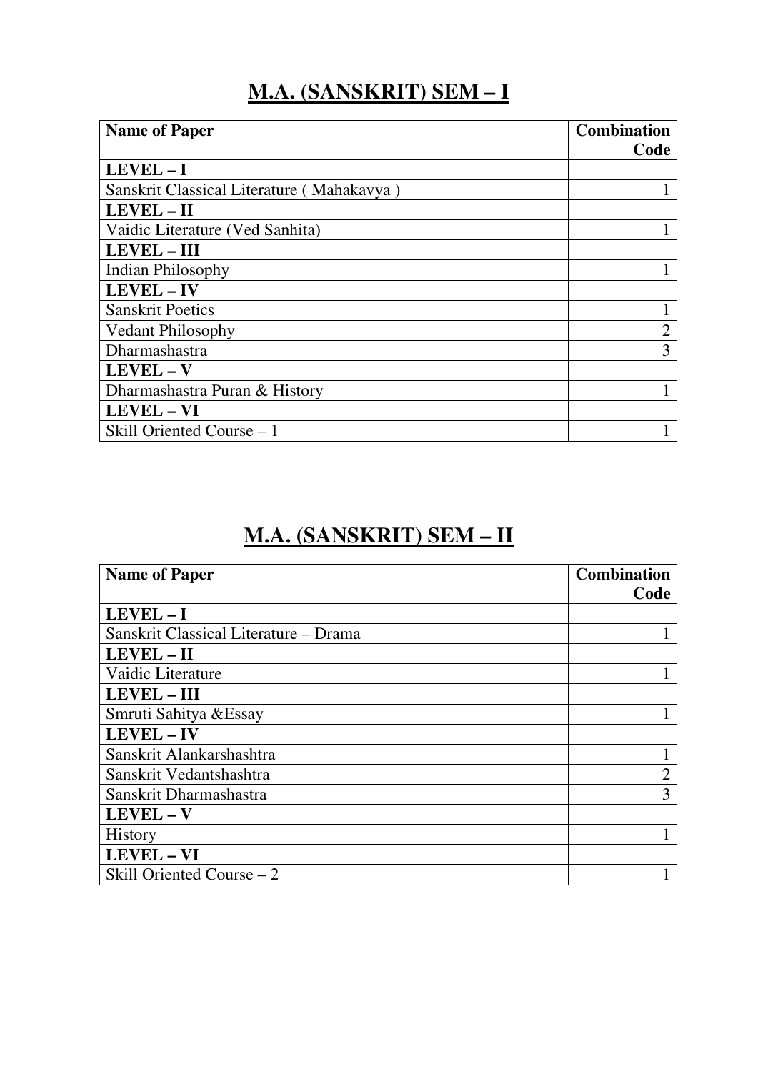# **M.A. (SANSKRIT) SEM – I**

| **Name of Paper** | **Combination Code** |
|---|---|
| **LEVEL – I** | |
| Sanskrit Classical Literature ( Mahakavya ) | 1 |
| **LEVEL – II** | |
| Vaidic Literature (Ved Sanhita) | 1 |
| **LEVEL – III** | |
| Indian Philosophy | 1 |
| **LEVEL – IV** | |
| Sanskrit Poetics | 1 |
| Vedant Philosophy | 2 |
| Dharmashastra | 3 |
| **LEVEL – V** | |
| Dharmashastra Puran & History | 1 |
| **LEVEL – VI** | |
| Skill Oriented Course – 1 | 1 |

# **M.A. (SANSKRIT) SEM – II**

| **Name of Paper** | **Combination Code** |
|---|---|
| **LEVEL – I** | |
| Sanskrit Classical Literature – Drama | 1 |
| **LEVEL – II** | |
| Vaidic Literature | 1 |
| **LEVEL – III** | |
| Smruti Sahitya &Essay | 1 |
| **LEVEL – IV** | |
| Sanskrit Alankarshashtra | 1 |
| Sanskrit Vedantshashtra | 2 |
| Sanskrit Dharmashastra | 3 |
| **LEVEL – V** | |
| History | 1 |
| **LEVEL – VI** | |
| Skill Oriented Course – 2 | 1 |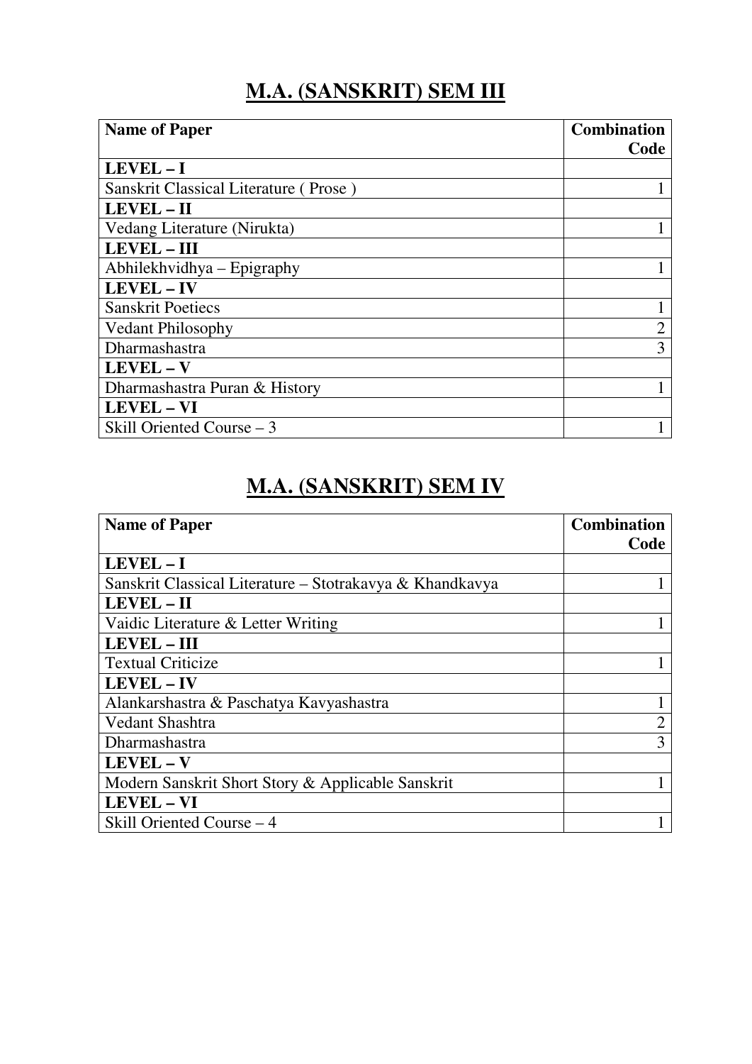# M.A. (SANSKRIT) SEM III

| Name of Paper | Combination Code |
|---|---|
| **LEVEL – I** | |
| Sanskrit Classical Literature ( Prose ) | 1 |
| **LEVEL – II** | |
| Vedang Literature (Nirukta) | 1 |
| **LEVEL – III** | |
| Abhilekhvidhya – Epigraphy | 1 |
| **LEVEL – IV** | |
| Sanskrit Poetiecs | 1 |
| Vedant Philosophy | 2 |
| Dharmashastra | 3 |
| **LEVEL – V** | |
| Dharmashastra Puran & History | 1 |
| **LEVEL – VI** | |
| Skill Oriented Course – 3 | 1 |

# M.A. (SANSKRIT) SEM IV

| Name of Paper | Combination Code |
|---|---|
| **LEVEL – I** | |
| Sanskrit Classical Literature – Stotrakavya & Khandkavya | 1 |
| **LEVEL – II** | |
| Vaidic Literature & Letter Writing | 1 |
| **LEVEL – III** | |
| Textual Criticize | 1 |
| **LEVEL – IV** | |
| Alankarshastra & Paschatya Kavyashastra | 1 |
| Vedant Shashtra | 2 |
| Dharmashastra | 3 |
| **LEVEL – V** | |
| Modern Sanskrit Short Story & Applicable Sanskrit | 1 |
| **LEVEL – VI** | |
| Skill Oriented Course – 4 | 1 |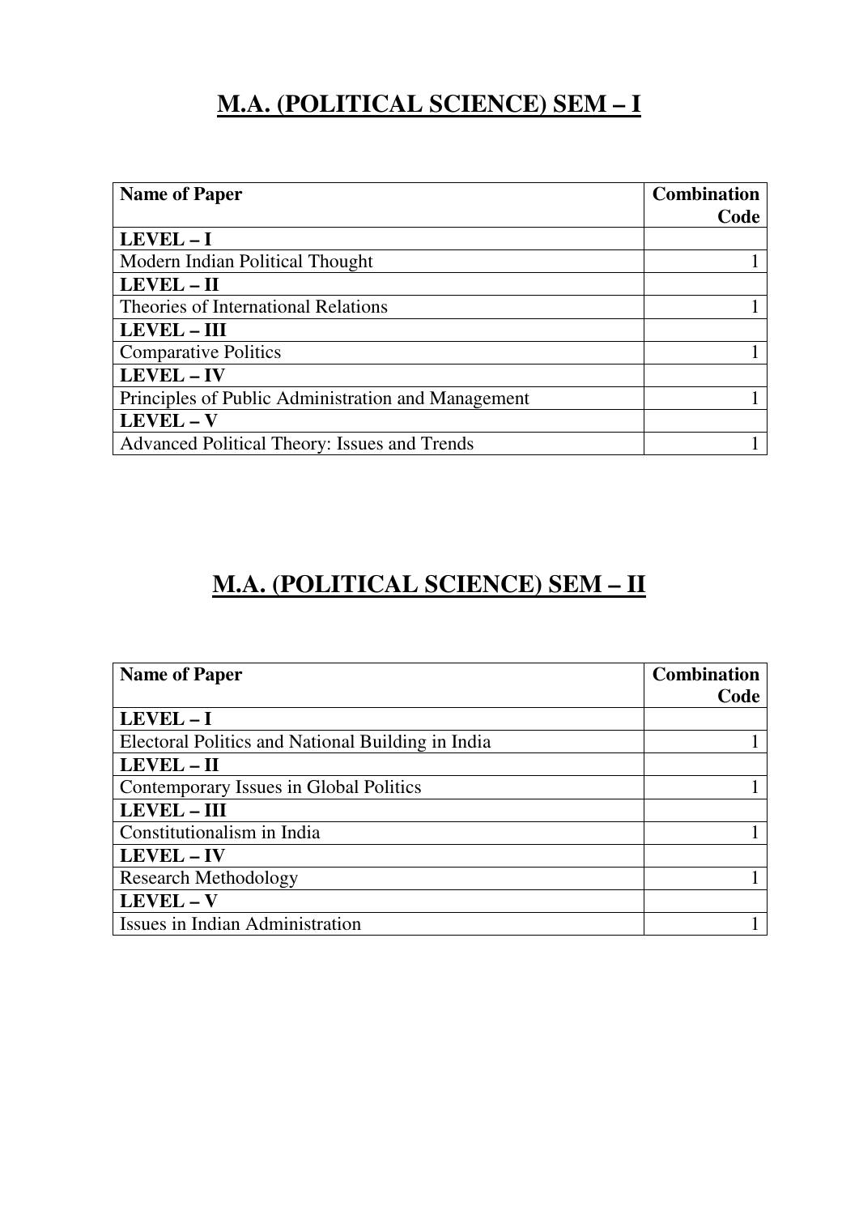# M.A. (POLITICAL SCIENCE) SEM – I

| Name of Paper | Combination Code |
|---|---|
| **LEVEL – I** | |
| Modern Indian Political Thought | 1 |
| **LEVEL – II** | |
| Theories of International Relations | 1 |
| **LEVEL – III** | |
| Comparative Politics | 1 |
| **LEVEL – IV** | |
| Principles of Public Administration and Management | 1 |
| **LEVEL – V** | |
| Advanced Political Theory: Issues and Trends | 1 |

# M.A. (POLITICAL SCIENCE) SEM – II

| Name of Paper | Combination Code |
|---|---|
| **LEVEL – I** | |
| Electoral Politics and National Building in India | 1 |
| **LEVEL – II** | |
| Contemporary Issues in Global Politics | 1 |
| **LEVEL – III** | |
| Constitutionalism in India | 1 |
| **LEVEL – IV** | |
| Research Methodology | 1 |
| **LEVEL – V** | |
| Issues in Indian Administration | 1 |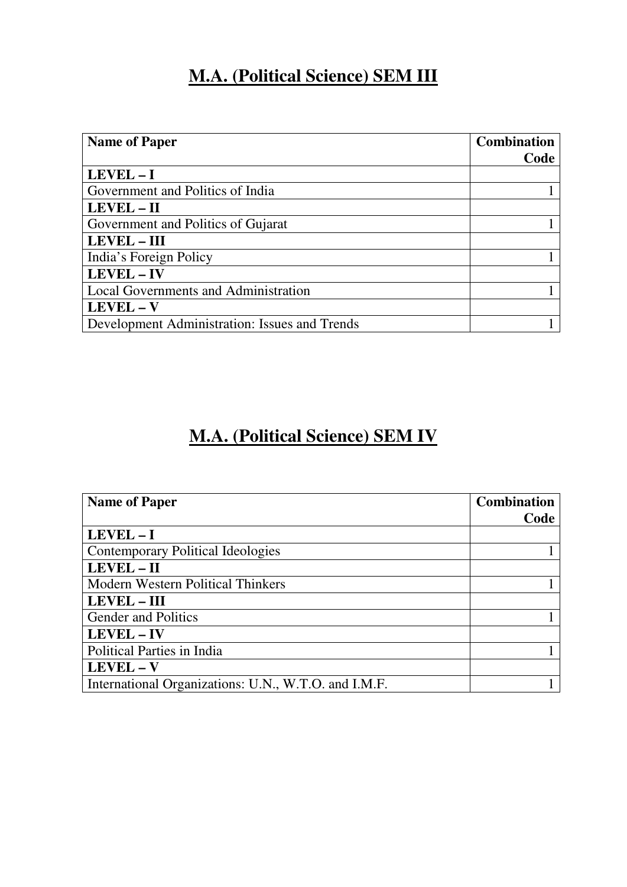# M.A. (Political Science) SEM III

| Name of Paper | Combination Code |
|---|---|
| **LEVEL – I** | |
| Government and Politics of India | 1 |
| **LEVEL – II** | |
| Government and Politics of Gujarat | 1 |
| **LEVEL – III** | |
| India's Foreign Policy | 1 |
| **LEVEL – IV** | |
| Local Governments and Administration | 1 |
| **LEVEL – V** | |
| Development Administration: Issues and Trends | 1 |

# M.A. (Political Science) SEM IV

| Name of Paper | Combination Code |
|---|---|
| **LEVEL – I** | |
| Contemporary Political Ideologies | 1 |
| **LEVEL – II** | |
| Modern Western Political Thinkers | 1 |
| **LEVEL – III** | |
| Gender and Politics | 1 |
| **LEVEL – IV** | |
| Political Parties in India | 1 |
| **LEVEL – V** | |
| International Organizations: U.N., W.T.O. and I.M.F. | 1 |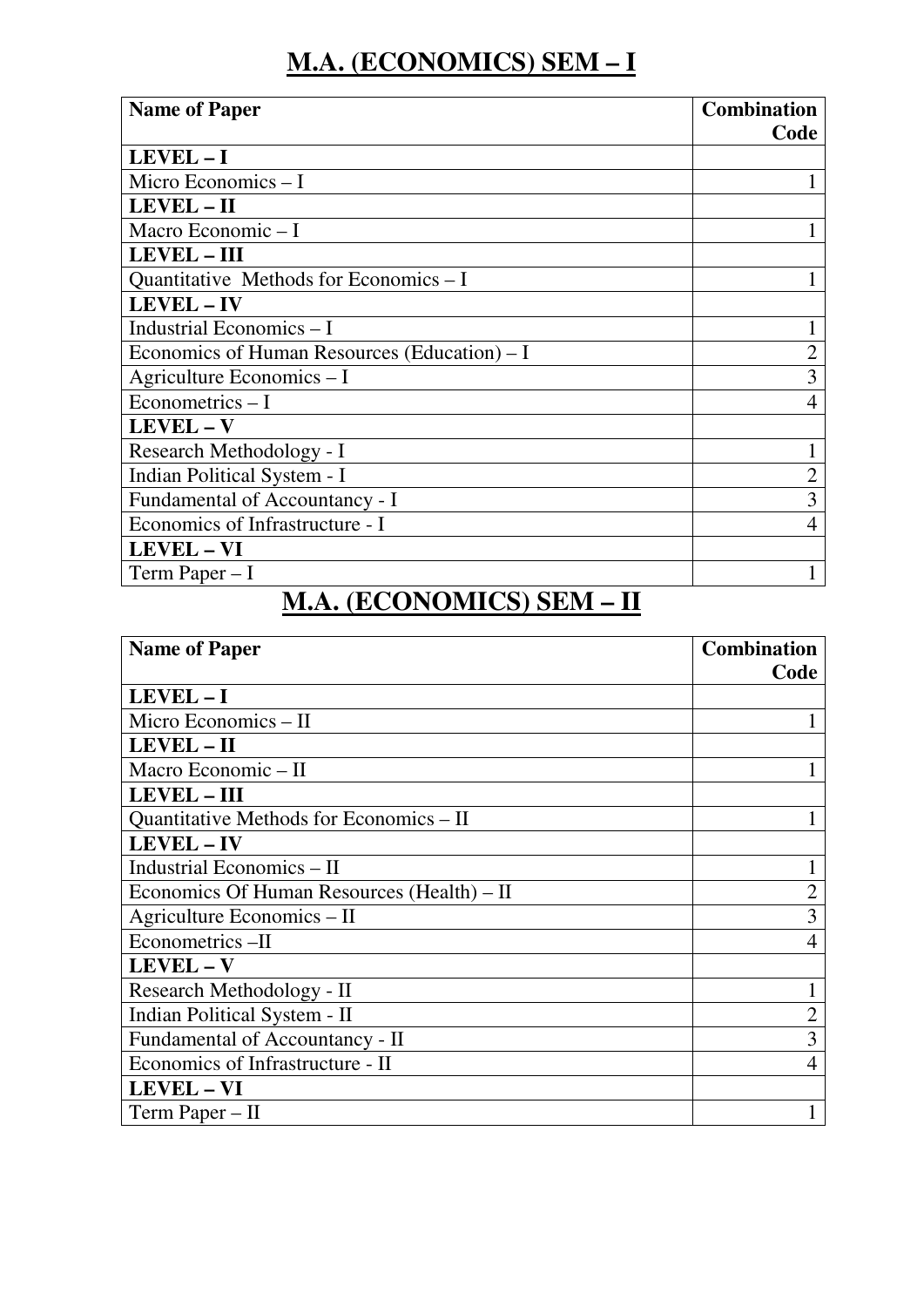# M.A. (ECONOMICS) SEM – I

| Name of Paper | Combination Code |
|---|---|
| **LEVEL – I** | |
| Micro Economics – I | 1 |
| **LEVEL – II** | |
| Macro Economic – I | 1 |
| **LEVEL – III** | |
| Quantitative Methods for Economics – I | 1 |
| **LEVEL – IV** | |
| Industrial Economics – I | 1 |
| Economics of Human Resources (Education) – I | 2 |
| Agriculture Economics – I | 3 |
| Econometrics – I | 4 |
| **LEVEL – V** | |
| Research Methodology - I | 1 |
| Indian Political System - I | 2 |
| Fundamental of Accountancy - I | 3 |
| Economics of Infrastructure - I | 4 |
| **LEVEL – VI** | |
| Term Paper – I | 1 |

# M.A. (ECONOMICS) SEM – II

| Name of Paper | Combination Code |
|---|---|
| **LEVEL – I** | |
| Micro Economics – II | 1 |
| **LEVEL – II** | |
| Macro Economic – II | 1 |
| **LEVEL – III** | |
| Quantitative Methods for Economics – II | 1 |
| **LEVEL – IV** | |
| Industrial Economics – II | 1 |
| Economics Of Human Resources (Health) – II | 2 |
| Agriculture Economics – II | 3 |
| Econometrics –II | 4 |
| **LEVEL – V** | |
| Research Methodology - II | 1 |
| Indian Political System - II | 2 |
| Fundamental of Accountancy - II | 3 |
| Economics of Infrastructure - II | 4 |
| **LEVEL – VI** | |
| Term Paper – II | 1 |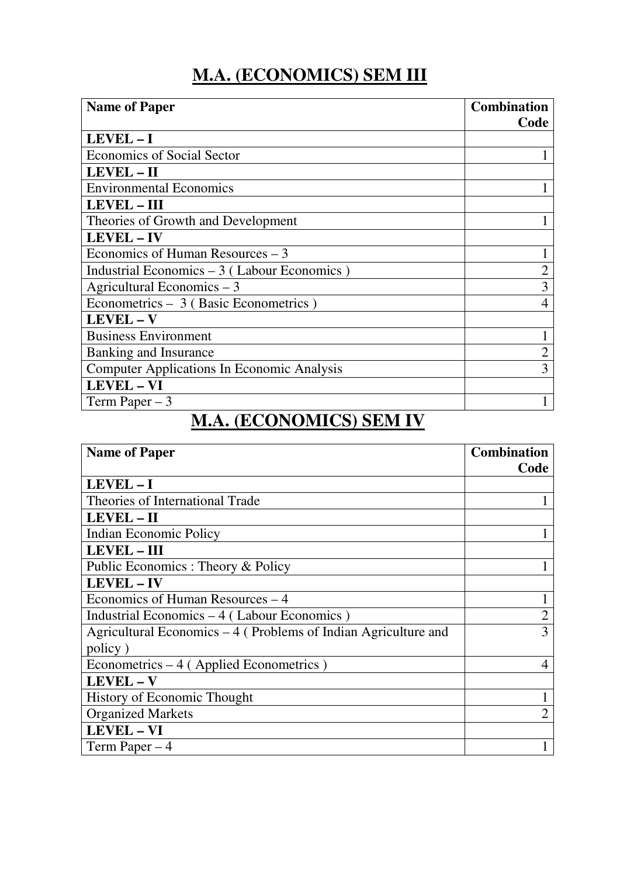# M.A. (ECONOMICS) SEM III

| Name of Paper | Combination Code |
|---|---|
| **LEVEL – I** | |
| Economics of Social Sector | 1 |
| **LEVEL – II** | |
| Environmental Economics | 1 |
| **LEVEL – III** | |
| Theories of Growth and Development | 1 |
| **LEVEL – IV** | |
| Economics of Human Resources – 3 | 1 |
| Industrial Economics – 3 ( Labour Economics ) | 2 |
| Agricultural Economics – 3 | 3 |
| Econometrics – 3 ( Basic Econometrics ) | 4 |
| **LEVEL – V** | |
| Business Environment | 1 |
| Banking and Insurance | 2 |
| Computer Applications In Economic Analysis | 3 |
| **LEVEL – VI** | |
| Term Paper – 3 | 1 |

# M.A. (ECONOMICS) SEM IV

| Name of Paper | Combination Code |
|---|---|
| **LEVEL – I** | |
| Theories of International Trade | 1 |
| **LEVEL – II** | |
| Indian Economic Policy | 1 |
| **LEVEL – III** | |
| Public Economics : Theory & Policy | 1 |
| **LEVEL – IV** | |
| Economics of Human Resources – 4 | 1 |
| Industrial Economics – 4 ( Labour Economics ) | 2 |
| Agricultural Economics – 4 ( Problems of Indian Agriculture and policy ) | 3 |
| Econometrics – 4 ( Applied Econometrics ) | 4 |
| **LEVEL – V** | |
| History of Economic Thought | 1 |
| Organized Markets | 2 |
| **LEVEL – VI** | |
| Term Paper – 4 | 1 |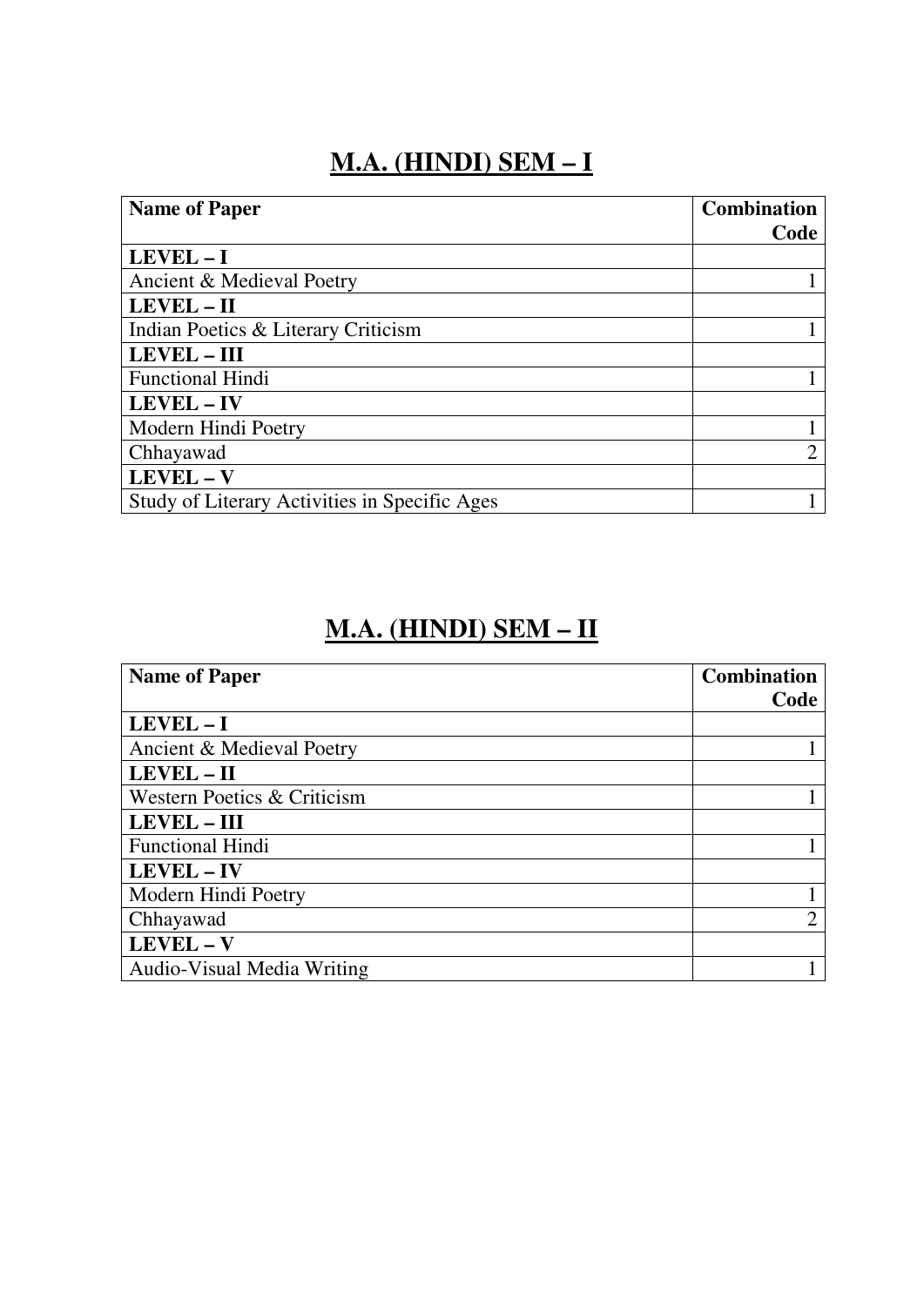# M.A. (HINDI) SEM – I

| Name of Paper | Combination Code |
|---|---|
| **LEVEL – I** | |
| Ancient & Medieval Poetry | 1 |
| **LEVEL – II** | |
| Indian Poetics & Literary Criticism | 1 |
| **LEVEL – III** | |
| Functional Hindi | 1 |
| **LEVEL – IV** | |
| Modern Hindi Poetry | 1 |
| Chhayawad | 2 |
| **LEVEL – V** | |
| Study of Literary Activities in Specific Ages | 1 |

# M.A. (HINDI) SEM – II

| Name of Paper | Combination Code |
|---|---|
| **LEVEL – I** | |
| Ancient & Medieval Poetry | 1 |
| **LEVEL – II** | |
| Western Poetics & Criticism | 1 |
| **LEVEL – III** | |
| Functional Hindi | 1 |
| **LEVEL – IV** | |
| Modern Hindi Poetry | 1 |
| Chhayawad | 2 |
| **LEVEL – V** | |
| Audio-Visual Media Writing | 1 |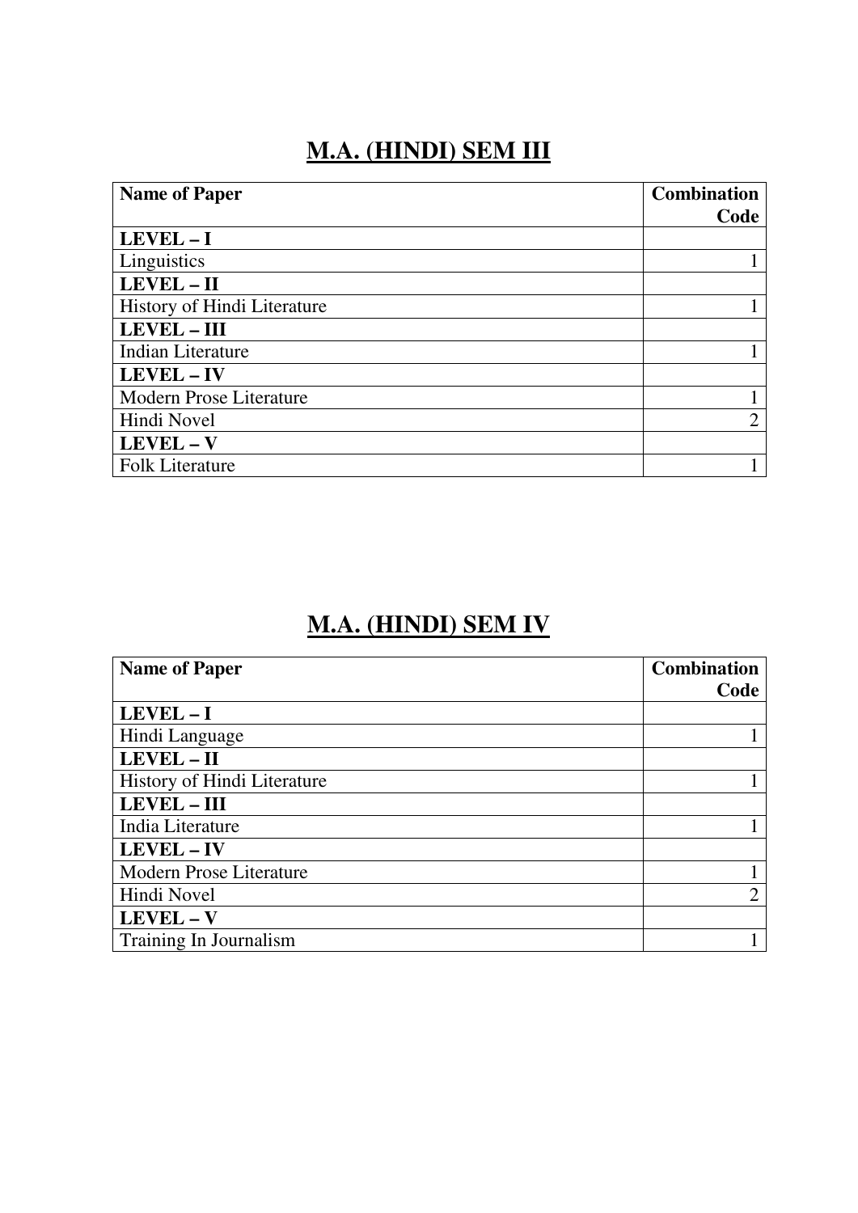# M.A. (HINDI) SEM III

| Name of Paper | Combination Code |
|---|---|
| **LEVEL – I** | |
| Linguistics | 1 |
| **LEVEL – II** | |
| History of Hindi Literature | 1 |
| **LEVEL – III** | |
| Indian Literature | 1 |
| **LEVEL – IV** | |
| Modern Prose Literature | 1 |
| Hindi Novel | 2 |
| **LEVEL – V** | |
| Folk Literature | 1 |

# M.A. (HINDI) SEM IV

| Name of Paper | Combination Code |
|---|---|
| **LEVEL – I** | |
| Hindi Language | 1 |
| **LEVEL – II** | |
| History of Hindi Literature | 1 |
| **LEVEL – III** | |
| India Literature | 1 |
| **LEVEL – IV** | |
| Modern Prose Literature | 1 |
| Hindi Novel | 2 |
| **LEVEL – V** | |
| Training In Journalism | 1 |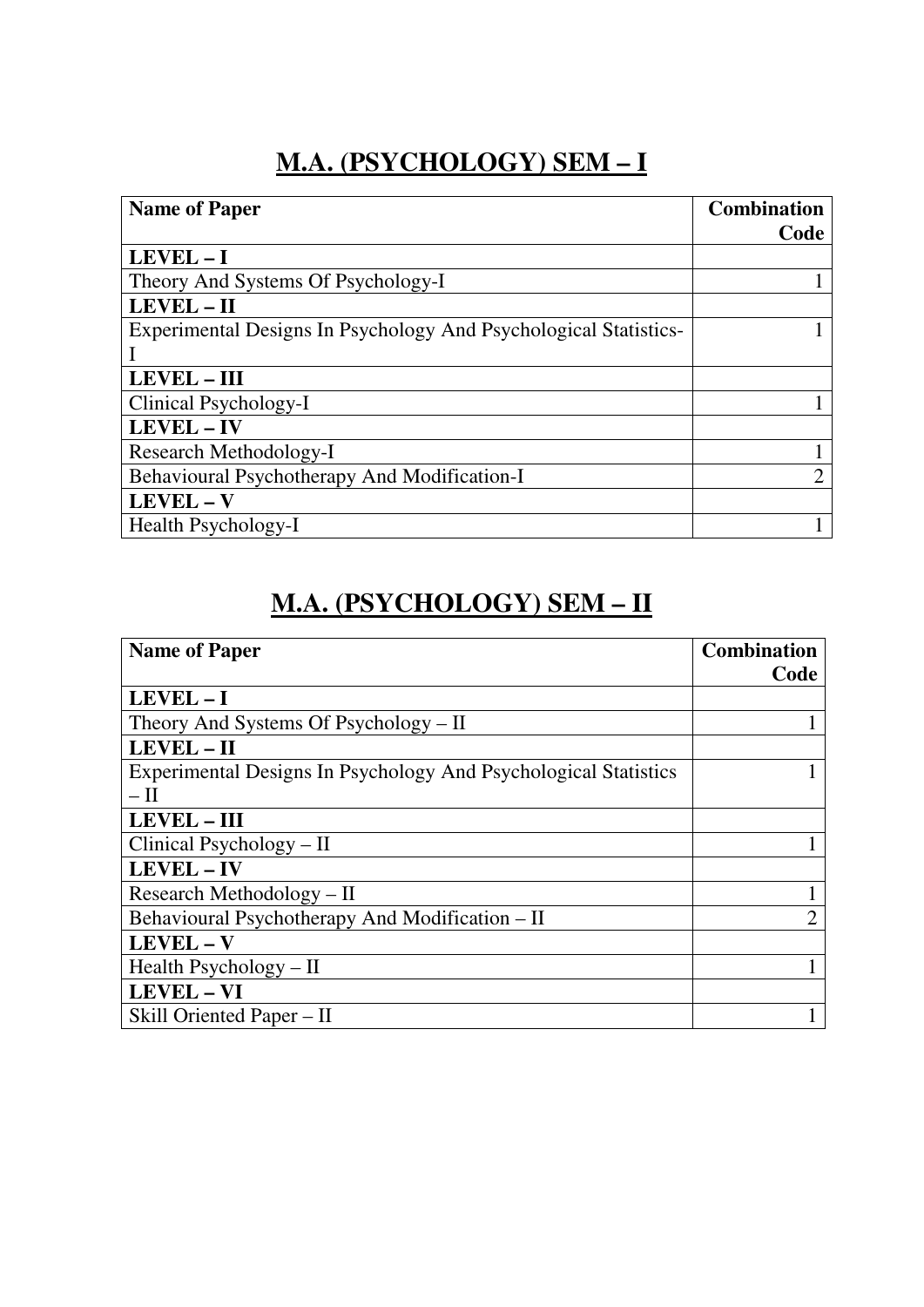# M.A. (PSYCHOLOGY) SEM – I

| Name of Paper | Combination Code |
|---|---|
| **LEVEL – I** | |
| Theory And Systems Of Psychology-I | 1 |
| **LEVEL – II** | |
| Experimental Designs In Psychology And Psychological Statistics-I | 1 |
| **LEVEL – III** | |
| Clinical Psychology-I | 1 |
| **LEVEL – IV** | |
| Research Methodology-I | 1 |
| Behavioural Psychotherapy And Modification-I | 2 |
| **LEVEL – V** | |
| Health Psychology-I | 1 |

# M.A. (PSYCHOLOGY) SEM – II

| Name of Paper | Combination Code |
|---|---|
| **LEVEL – I** | |
| Theory And Systems Of Psychology – II | 1 |
| **LEVEL – II** | |
| Experimental Designs In Psychology And Psychological Statistics – II | 1 |
| **LEVEL – III** | |
| Clinical Psychology – II | 1 |
| **LEVEL – IV** | |
| Research Methodology – II | 1 |
| Behavioural Psychotherapy And Modification – II | 2 |
| **LEVEL – V** | |
| Health Psychology – II | 1 |
| **LEVEL – VI** | |
| Skill Oriented Paper – II | 1 |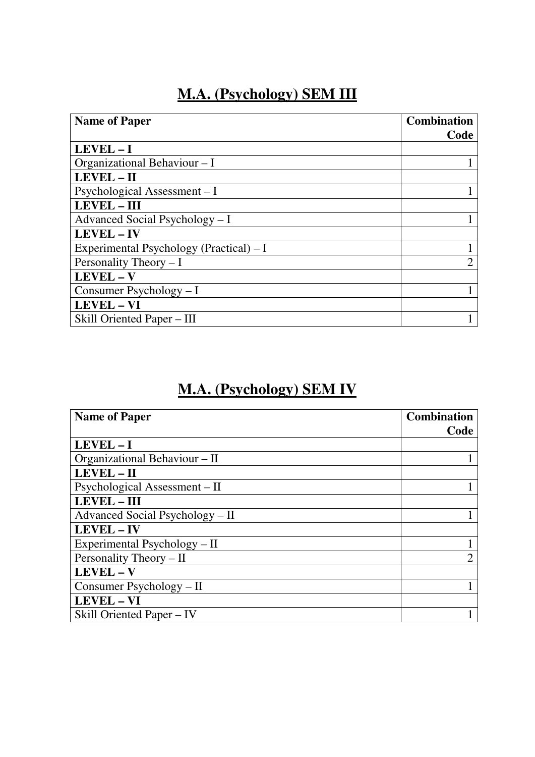# M.A. (Psychology) SEM III

| Name of Paper | Combination Code |
|---|---|
| **LEVEL – I** | |
| Organizational Behaviour – I | 1 |
| **LEVEL – II** | |
| Psychological Assessment – I | 1 |
| **LEVEL – III** | |
| Advanced Social Psychology – I | 1 |
| **LEVEL – IV** | |
| Experimental Psychology (Practical) – I | 1 |
| Personality Theory – I | 2 |
| **LEVEL – V** | |
| Consumer Psychology – I | 1 |
| **LEVEL – VI** | |
| Skill Oriented Paper – III | 1 |

# M.A. (Psychology) SEM IV

| Name of Paper | Combination Code |
|---|---|
| **LEVEL – I** | |
| Organizational Behaviour – II | 1 |
| **LEVEL – II** | |
| Psychological Assessment – II | 1 |
| **LEVEL – III** | |
| Advanced Social Psychology – II | 1 |
| **LEVEL – IV** | |
| Experimental Psychology – II | 1 |
| Personality Theory – II | 2 |
| **LEVEL – V** | |
| Consumer Psychology – II | 1 |
| **LEVEL – VI** | |
| Skill Oriented Paper – IV | 1 |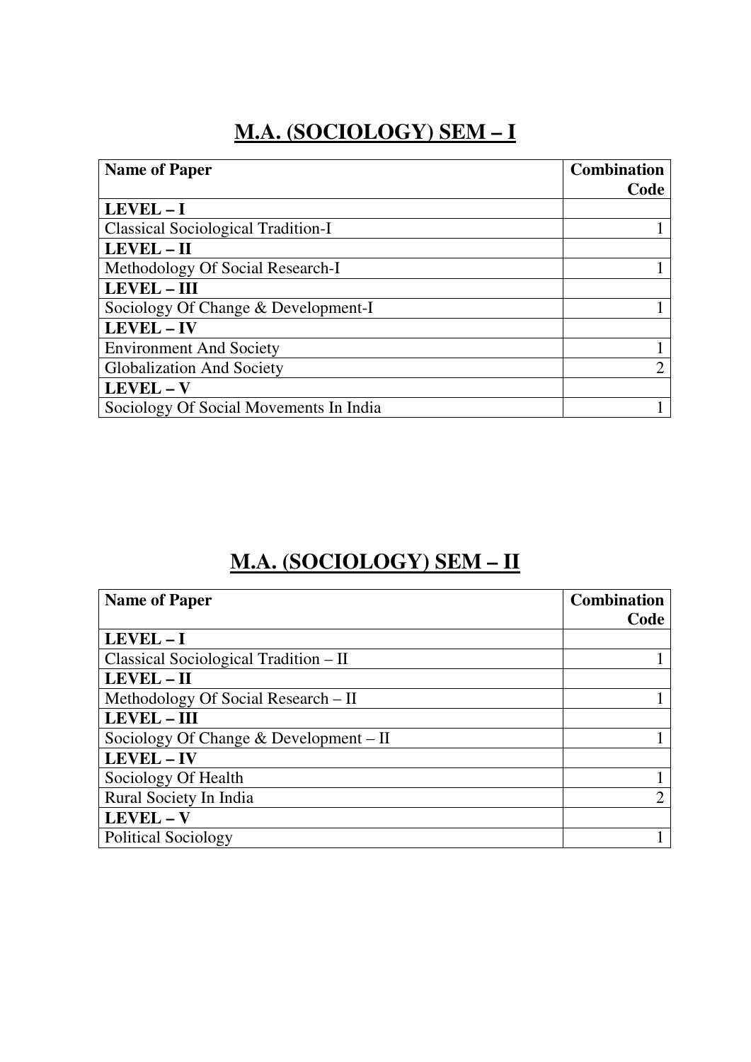## M.A. (SOCIOLOGY) SEM – I

| Name of Paper | Combination Code |
|---|---|
| **LEVEL – I** | |
| Classical Sociological Tradition-I | 1 |
| **LEVEL – II** | |
| Methodology Of Social Research-I | 1 |
| **LEVEL – III** | |
| Sociology Of Change & Development-I | 1 |
| **LEVEL – IV** | |
| Environment And Society | 1 |
| Globalization And Society | 2 |
| **LEVEL – V** | |
| Sociology Of Social Movements In India | 1 |

## M.A. (SOCIOLOGY) SEM – II

| Name of Paper | Combination Code |
|---|---|
| **LEVEL – I** | |
| Classical Sociological Tradition – II | 1 |
| **LEVEL – II** | |
| Methodology Of Social Research – II | 1 |
| **LEVEL – III** | |
| Sociology Of Change & Development – II | 1 |
| **LEVEL – IV** | |
| Sociology Of Health | 1 |
| Rural Society In India | 2 |
| **LEVEL – V** | |
| Political Sociology | 1 |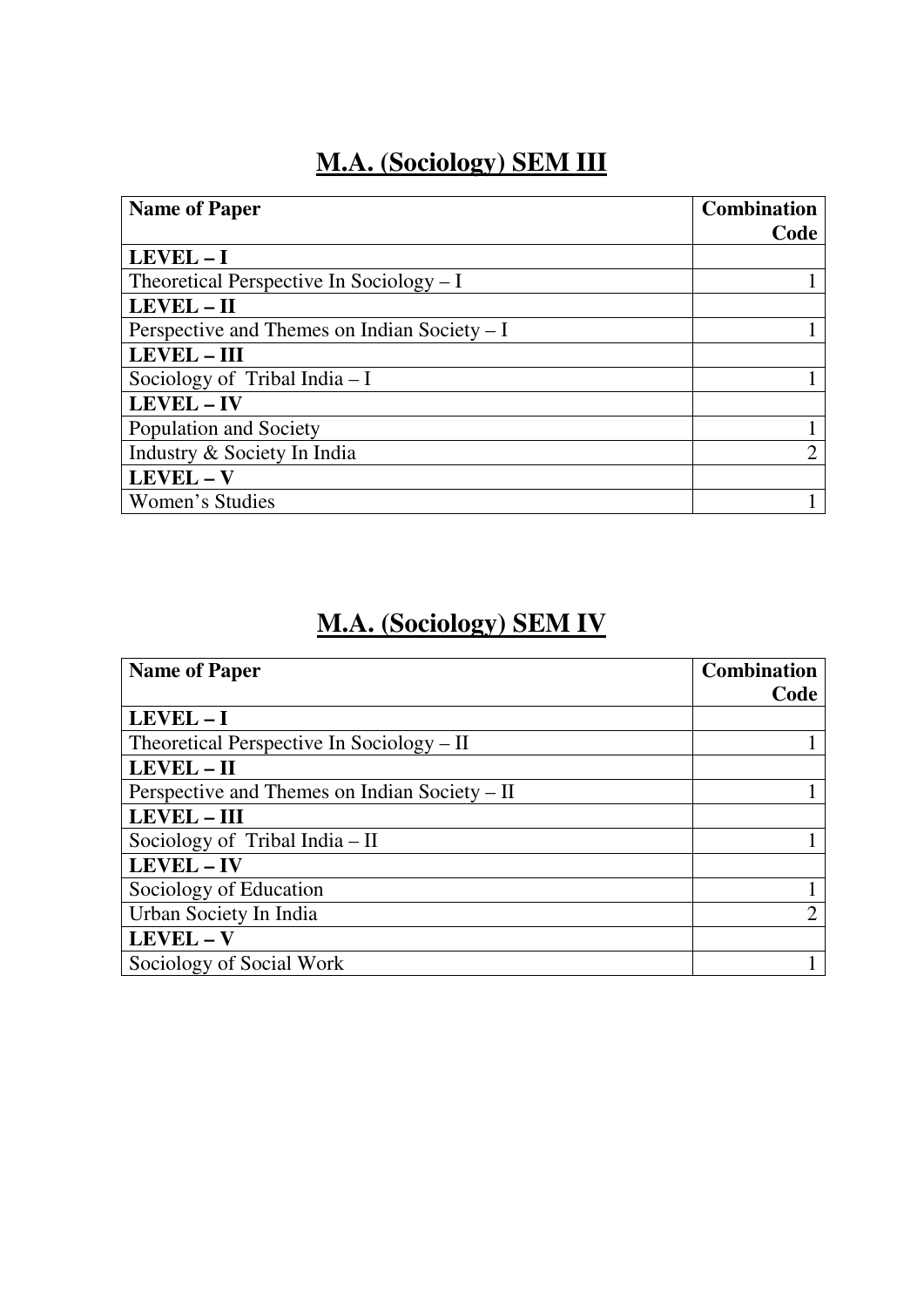## **M.A. (Sociology) SEM III**

| **Name of Paper** | **Combination Code** |
|---|---|
| **LEVEL – I** | |
| Theoretical Perspective In Sociology – I | 1 |
| **LEVEL – II** | |
| Perspective and Themes on Indian Society – I | 1 |
| **LEVEL – III** | |
| Sociology of Tribal India – I | 1 |
| **LEVEL – IV** | |
| Population and Society | 1 |
| Industry & Society In India | 2 |
| **LEVEL – V** | |
| Women's Studies | 1 |

## **M.A. (Sociology) SEM IV**

| **Name of Paper** | **Combination Code** |
|---|---|
| **LEVEL – I** | |
| Theoretical Perspective In Sociology – II | 1 |
| **LEVEL – II** | |
| Perspective and Themes on Indian Society – II | 1 |
| **LEVEL – III** | |
| Sociology of Tribal India – II | 1 |
| **LEVEL – IV** | |
| Sociology of Education | 1 |
| Urban Society In India | 2 |
| **LEVEL – V** | |
| Sociology of Social Work | 1 |